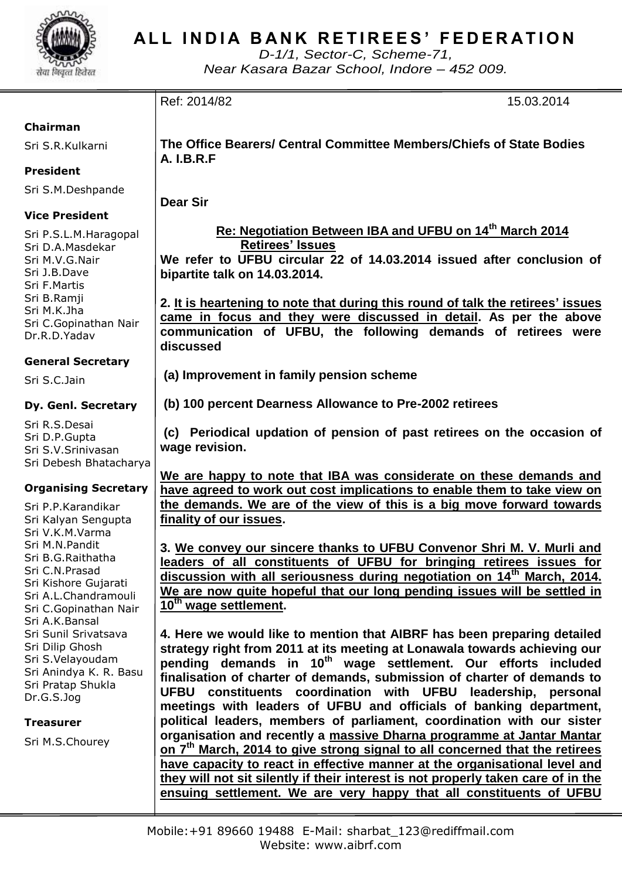# ALL INDIA BANK RETIREES' FEDERATION

*D-1/1, Sector-C, Scheme-71,*
*Near Kasara Bazar School, Indore – 452 009.*

**Chairman**
Sri S.R.Kulkarni

**President**
Sri S.M.Deshpande

**Vice President**
Sri P.S.L.M.Haragopal
Sri D.A.Masdekar
Sri M.V.G.Nair
Sri J.B.Dave
Sri F.Martis
Sri B.Ramji
Sri M.K.Jha
Sri C.Gopinathan Nair
Dr.R.D.Yadav

**General Secretary**
Sri S.C.Jain

**Dy. Genl. Secretary**
Sri R.S.Desai
Sri D.P.Gupta
Sri S.V.Srinivasan
Sri Debesh Bhatacharya

**Organising Secretary**
Sri P.P.Karandikar
Sri Kalyan Sengupta
Sri V.K.M.Varma
Sri M.N.Pandit
Sri B.G.Raithatha
Sri C.N.Prasad
Sri Kishore Gujarati
Sri A.L.Chandramouli
Sri C.Gopinathan Nair
Sri A.K.Bansal
Sri Sunil Srivatsava
Sri Dilip Ghosh
Sri S.Velayoudam
Sri Anindya K. R. Basu
Sri Pratap Shukla
Dr.G.S.Jog

**Treasurer**
Sri M.S.Chourey

Ref: 2014/82 15.03.2014

**The Office Bearers/ Central Committee Members/Chiefs of State Bodies A. I.B.R.F**

**Dear Sir**

**Re: Negotiation Between IBA and UFBU on 14th March 2014 Retirees' Issues**

**We refer to UFBU circular 22 of 14.03.2014 issued after conclusion of bipartite talk on 14.03.2014.**

**2. It is heartening to note that during this round of talk the retirees' issues came in focus and they were discussed in detail. As per the above communication of UFBU, the following demands of retirees were discussed**

**(a) Improvement in family pension scheme**

**(b) 100 percent Dearness Allowance to Pre-2002 retirees**

**(c) Periodical updation of pension of past retirees on the occasion of wage revision.**

**We are happy to note that IBA was considerate on these demands and have agreed to work out cost implications to enable them to take view on the demands. We are of the view of this is a big move forward towards finality of our issues.**

**3. We convey our sincere thanks to UFBU Convenor Shri M. V. Murli and leaders of all constituents of UFBU for bringing retirees issues for discussion with all seriousness during negotiation on 14th March, 2014. We are now quite hopeful that our long pending issues will be settled in 10th wage settlement.**

**4. Here we would like to mention that AIBRF has been preparing detailed strategy right from 2011 at its meeting at Lonawala towards achieving our pending demands in 10th wage settlement. Our efforts included finalisation of charter of demands, submission of charter of demands to UFBU constituents coordination with UFBU leadership, personal meetings with leaders of UFBU and officials of banking department, political leaders, members of parliament, coordination with our sister organisation and recently a massive Dharna programme at Jantar Mantar on 7th March, 2014 to give strong signal to all concerned that the retirees have capacity to react in effective manner at the organisational level and they will not sit silently if their interest is not properly taken care of in the ensuing settlement. We are very happy that all constituents of UFBU**

Mobile:+91 89660 19488 E-Mail: sharbat_123@rediffmail.com
Website: www.aibrf.com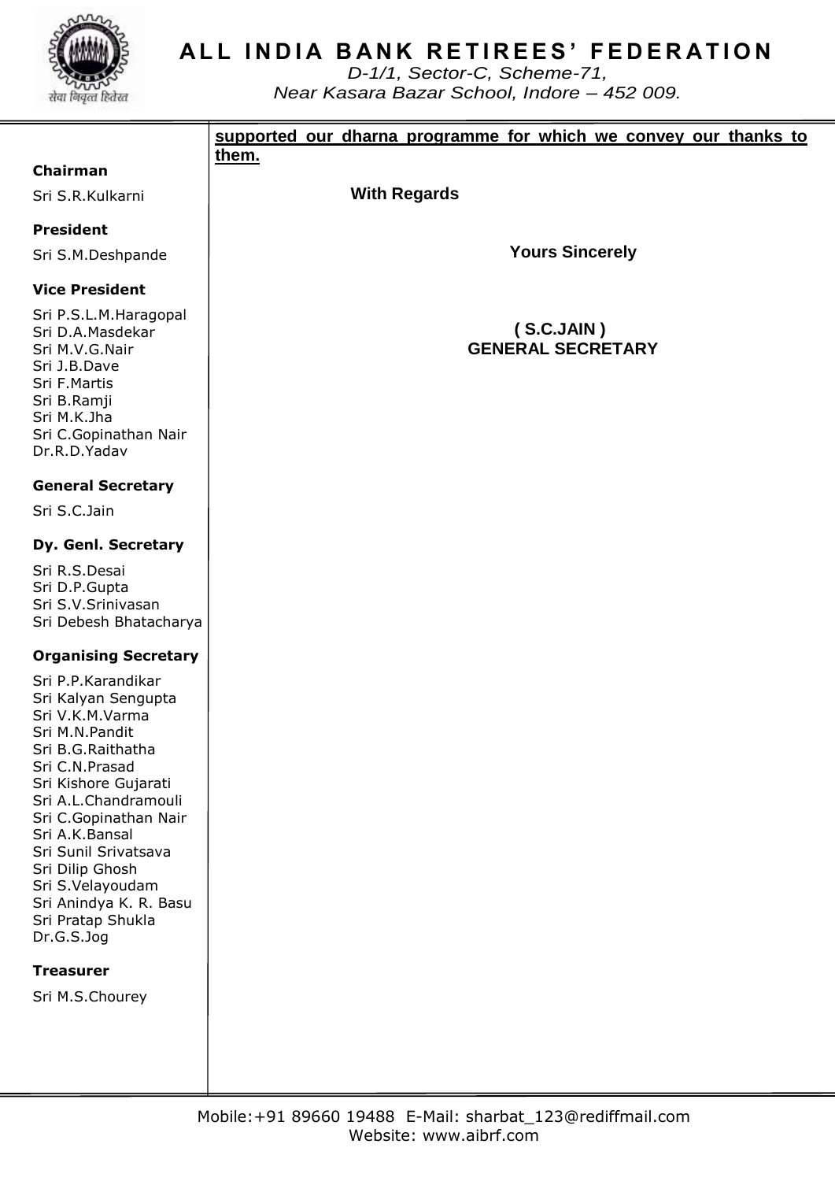# ALL INDIA BANK RETIREES' FEDERATION

*D-1/1, Sector-C, Scheme-71,*
*Near Kasara Bazar School, Indore – 452 009.*

**Chairman**

Sri S.R.Kulkarni

**President**

Sri S.M.Deshpande

**Vice President**

Sri P.S.L.M.Haragopal
Sri D.A.Masdekar
Sri M.V.G.Nair
Sri J.B.Dave
Sri F.Martis
Sri B.Ramji
Sri M.K.Jha
Sri C.Gopinathan Nair
Dr.R.D.Yadav

**General Secretary**

Sri S.C.Jain

**Dy. Genl. Secretary**

Sri R.S.Desai
Sri D.P.Gupta
Sri S.V.Srinivasan
Sri Debesh Bhatacharya

**Organising Secretary**

Sri P.P.Karandikar
Sri Kalyan Sengupta
Sri V.K.M.Varma
Sri M.N.Pandit
Sri B.G.Raithatha
Sri C.N.Prasad
Sri Kishore Gujarati
Sri A.L.Chandramouli
Sri C.Gopinathan Nair
Sri A.K.Bansal
Sri Sunil Srivatsava
Sri Dilip Ghosh
Sri S.Velayoudam
Sri Anindya K. R. Basu
Sri Pratap Shukla
Dr.G.S.Jog

**Treasurer**

Sri M.S.Chourey

**supported our dharna programme for which we convey our thanks to them.**

**With Regards**

**Yours Sincerely**

**( S.C.JAIN )**
**GENERAL SECRETARY**

Mobile:+91 89660 19488 E-Mail: sharbat_123@rediffmail.com
Website: www.aibrf.com